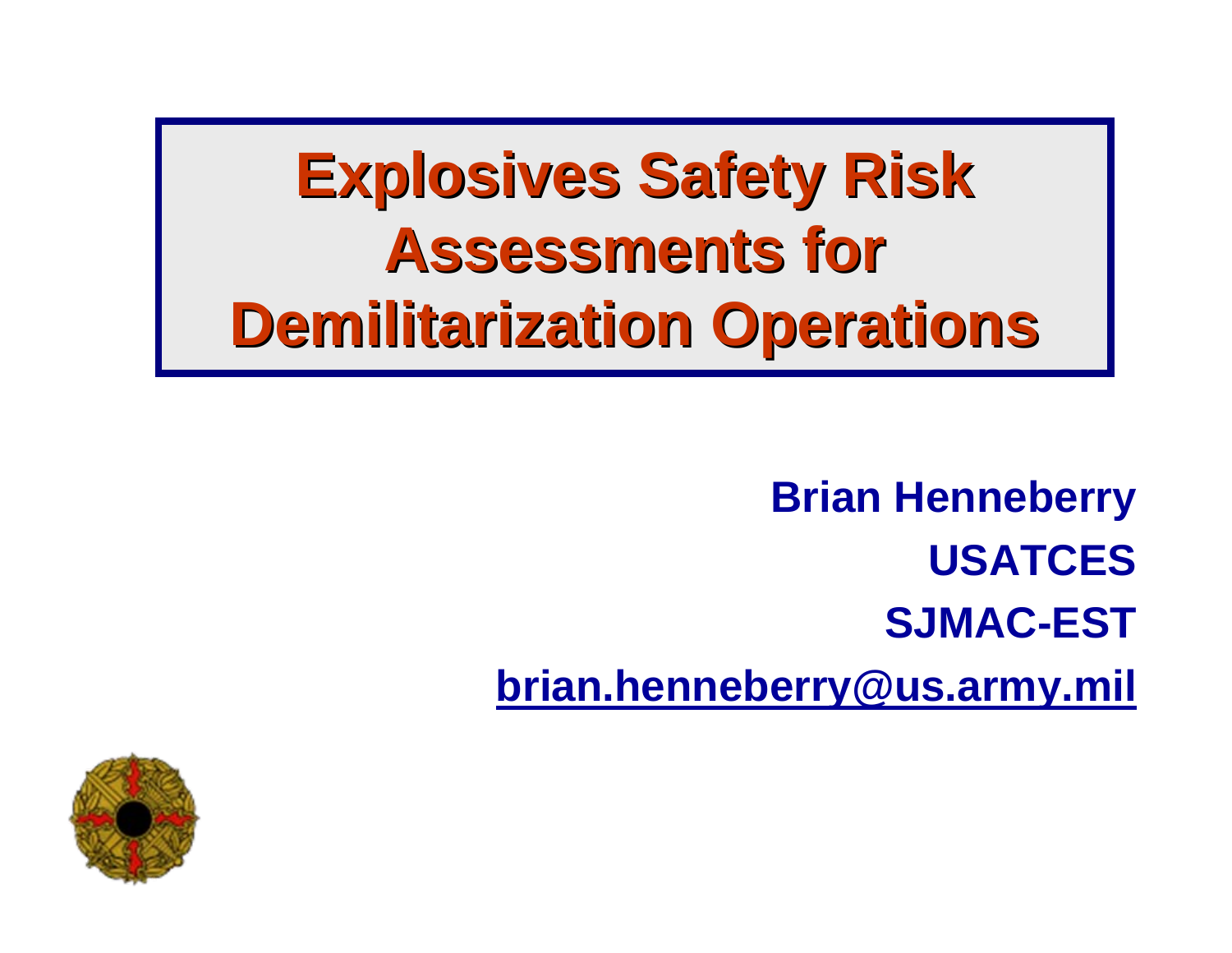# Explosives Safety Risk Assessments for Demilitarization Operations

**Brian Henneberry**

**USATCES**

**SJMAC-EST**

**brian.henneberry@us.army.mil**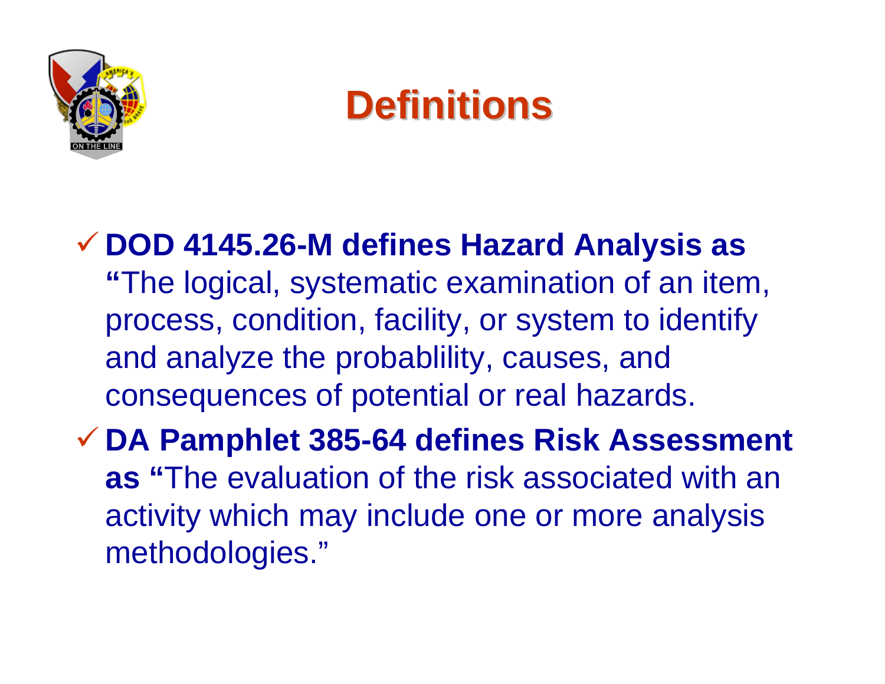# Definitions

- **DOD 4145.26-M defines Hazard Analysis as "**The logical, systematic examination of an item, process, condition, facility, or system to identify and analyze the probablility, causes, and consequences of potential or real hazards.
- **DA Pamphlet 385-64 defines Risk Assessment as "**The evaluation of the risk associated with an activity which may include one or more analysis methodologies."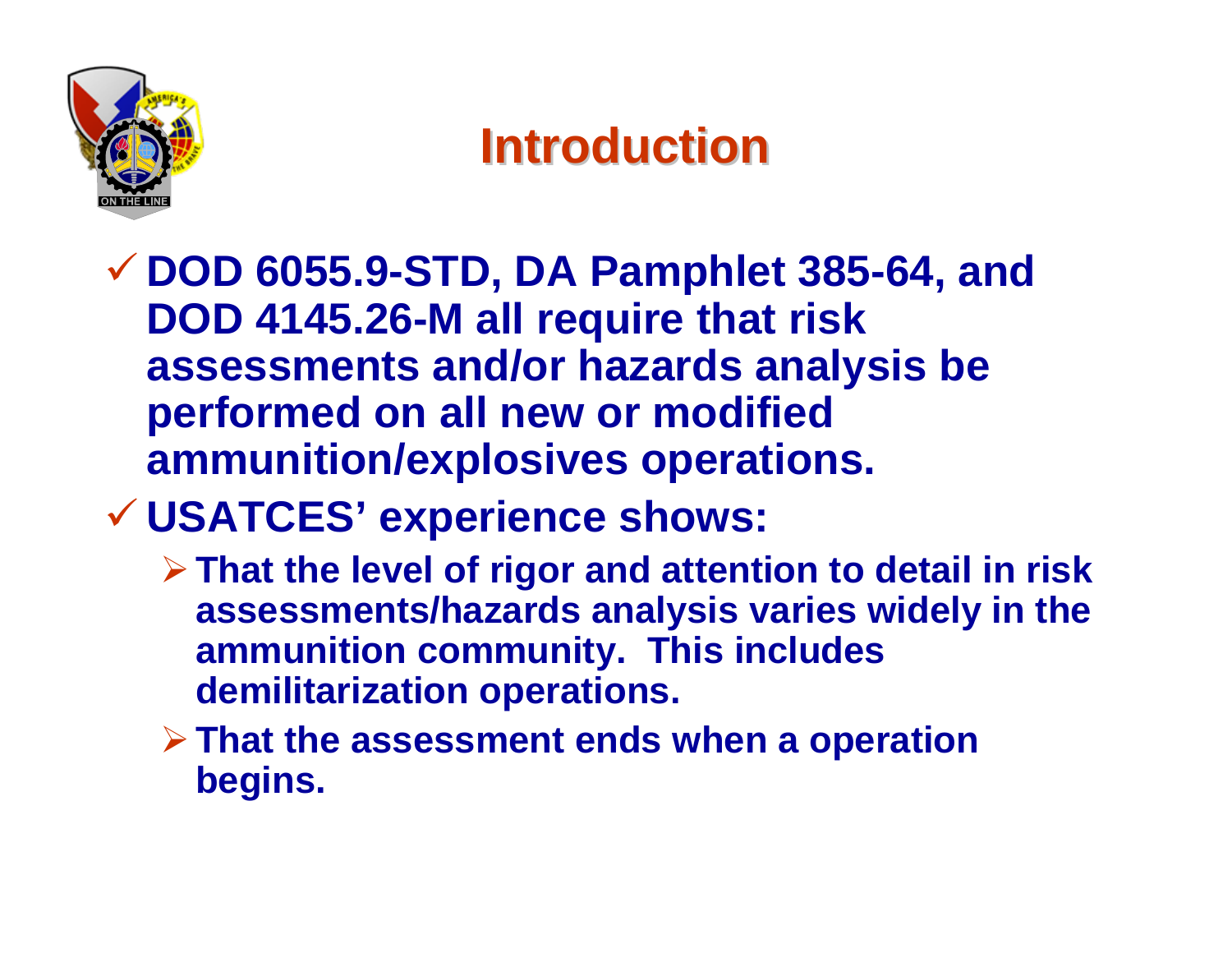# Introduction

- DOD 6055.9-STD, DA Pamphlet 385-64, and DOD 4145.26-M all require that risk assessments and/or hazards analysis be performed on all new or modified ammunition/explosives operations.
- USATCES' experience shows:
  - That the level of rigor and attention to detail in risk assessments/hazards analysis varies widely in the ammunition community. This includes demilitarization operations.
  - That the assessment ends when a operation begins.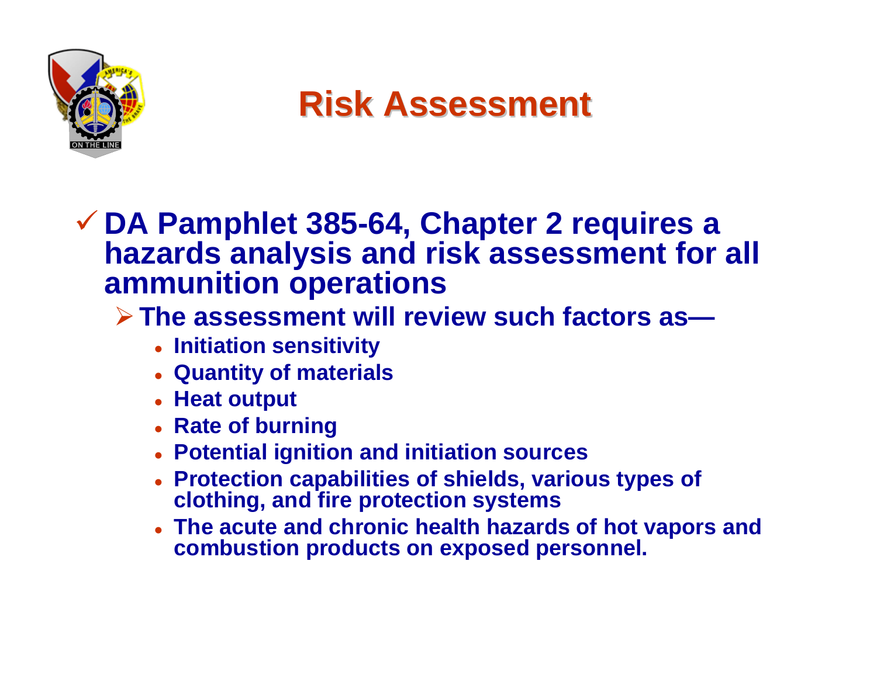# Risk Assessment

- DA Pamphlet 385-64, Chapter 2 requires a hazards analysis and risk assessment for all ammunition operations
  - The assessment will review such factors as—
    - Initiation sensitivity
    - Quantity of materials
    - Heat output
    - Rate of burning
    - Potential ignition and initiation sources
    - Protection capabilities of shields, various types of clothing, and fire protection systems
    - The acute and chronic health hazards of hot vapors and combustion products on exposed personnel.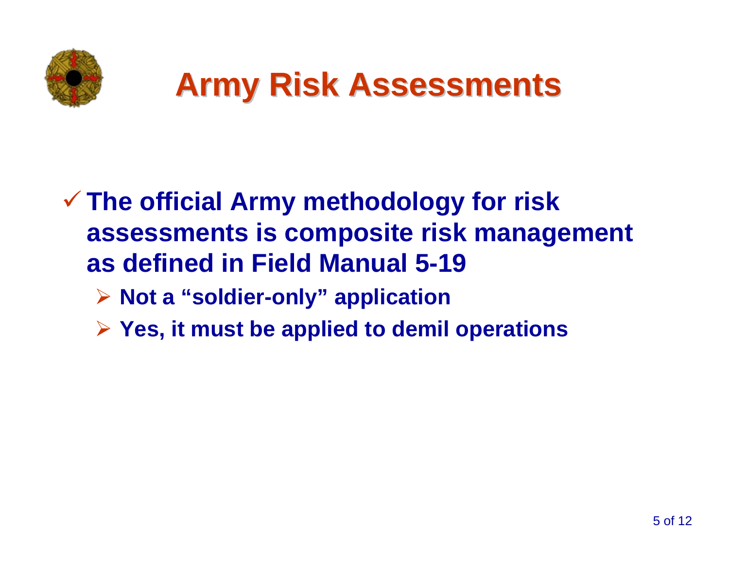# Army Risk Assessments

- The official Army methodology for risk assessments is composite risk management as defined in Field Manual 5-19
  - Not a “soldier-only” application
  - Yes, it must be applied to demil operations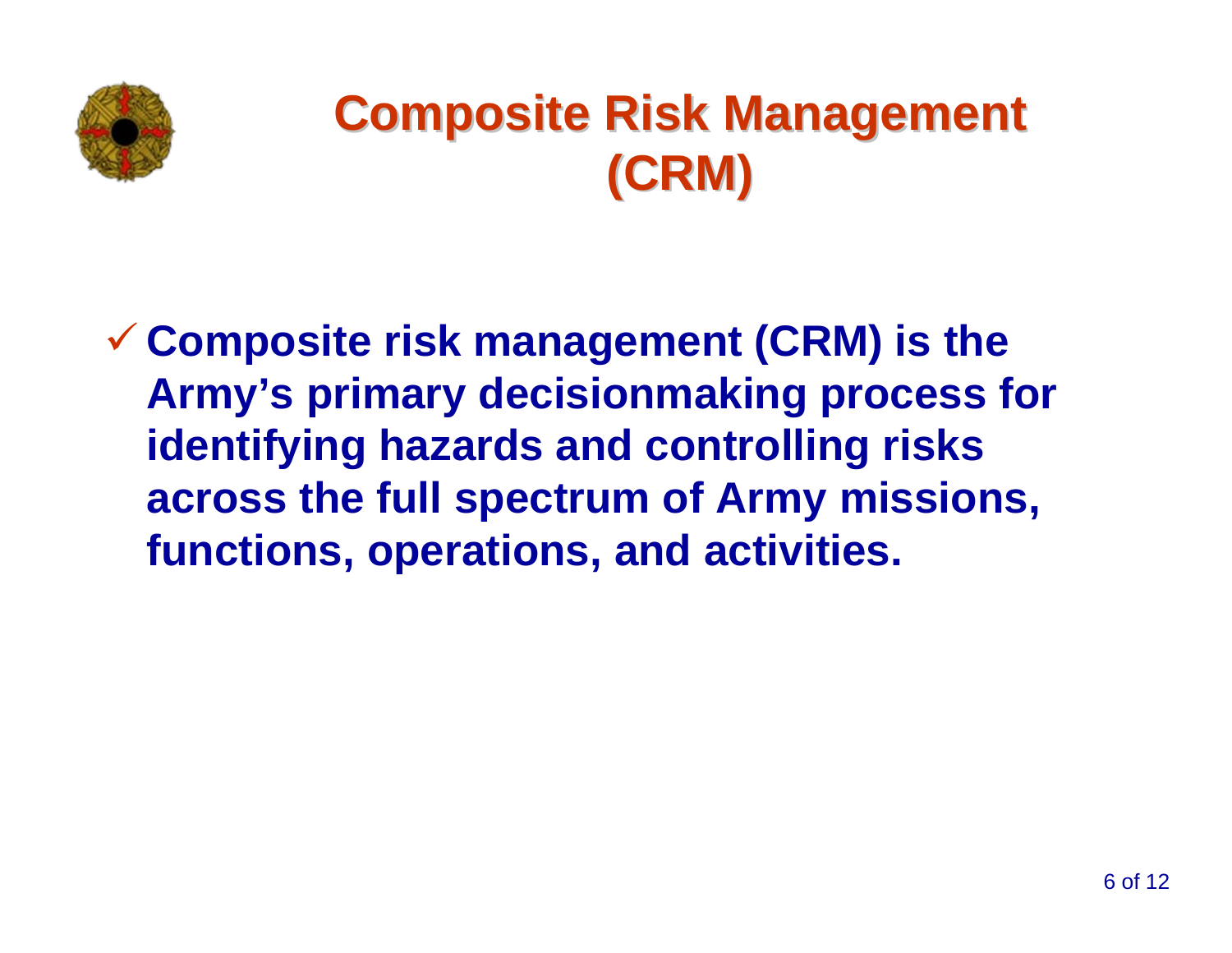# Composite Risk Management (CRM)

- Composite risk management (CRM) is the Army's primary decisionmaking process for identifying hazards and controlling risks across the full spectrum of Army missions, functions, operations, and activities.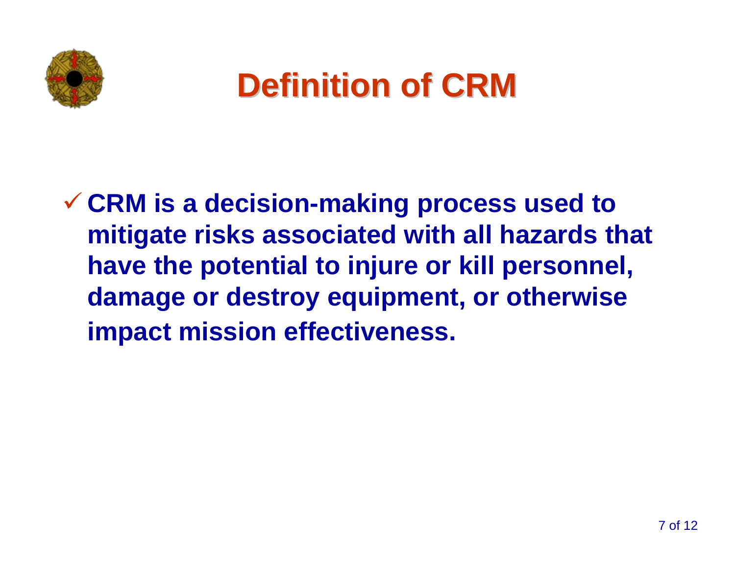# Definition of CRM

- ✓ **CRM is a decision-making process used to mitigate risks associated with all hazards that have the potential to injure or kill personnel, damage or destroy equipment, or otherwise impact mission effectiveness.**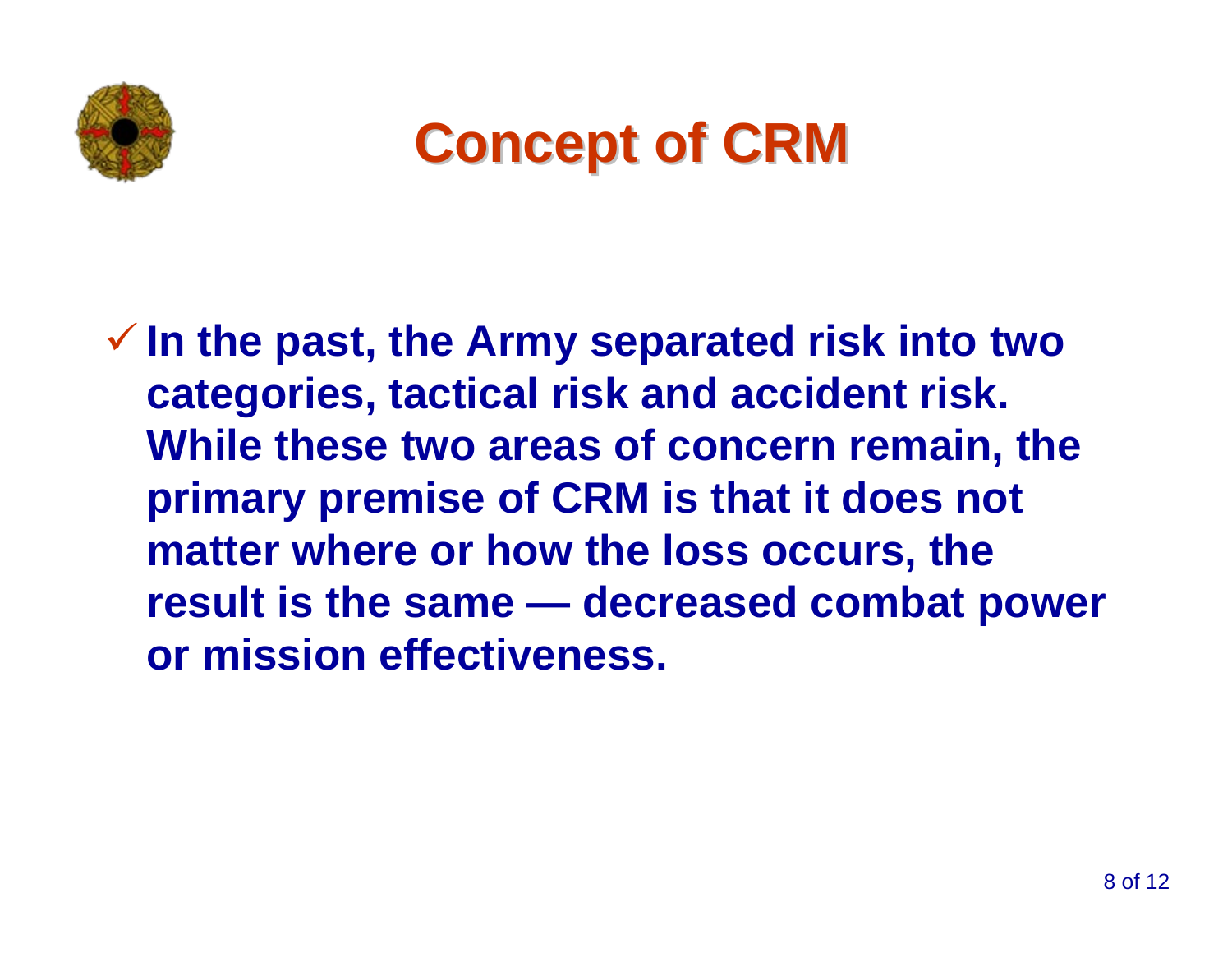# Concept of CRM

- **In the past, the Army separated risk into two categories, tactical risk and accident risk. While these two areas of concern remain, the primary premise of CRM is that it does not matter where or how the loss occurs, the result is the same — decreased combat power or mission effectiveness.**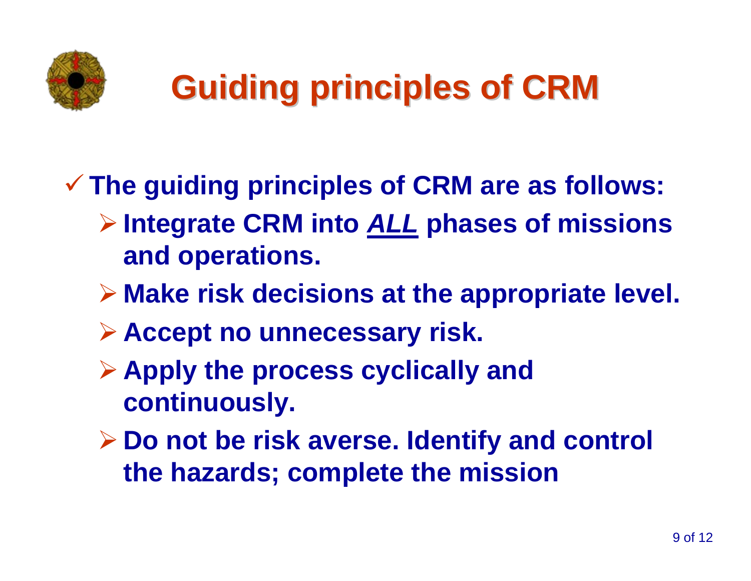# Guiding principles of CRM

- The guiding principles of CRM are as follows:
  - Integrate CRM into ***ALL*** phases of missions and operations.
  - Make risk decisions at the appropriate level.
  - Accept no unnecessary risk.
  - Apply the process cyclically and continuously.
  - Do not be risk averse. Identify and control the hazards; complete the mission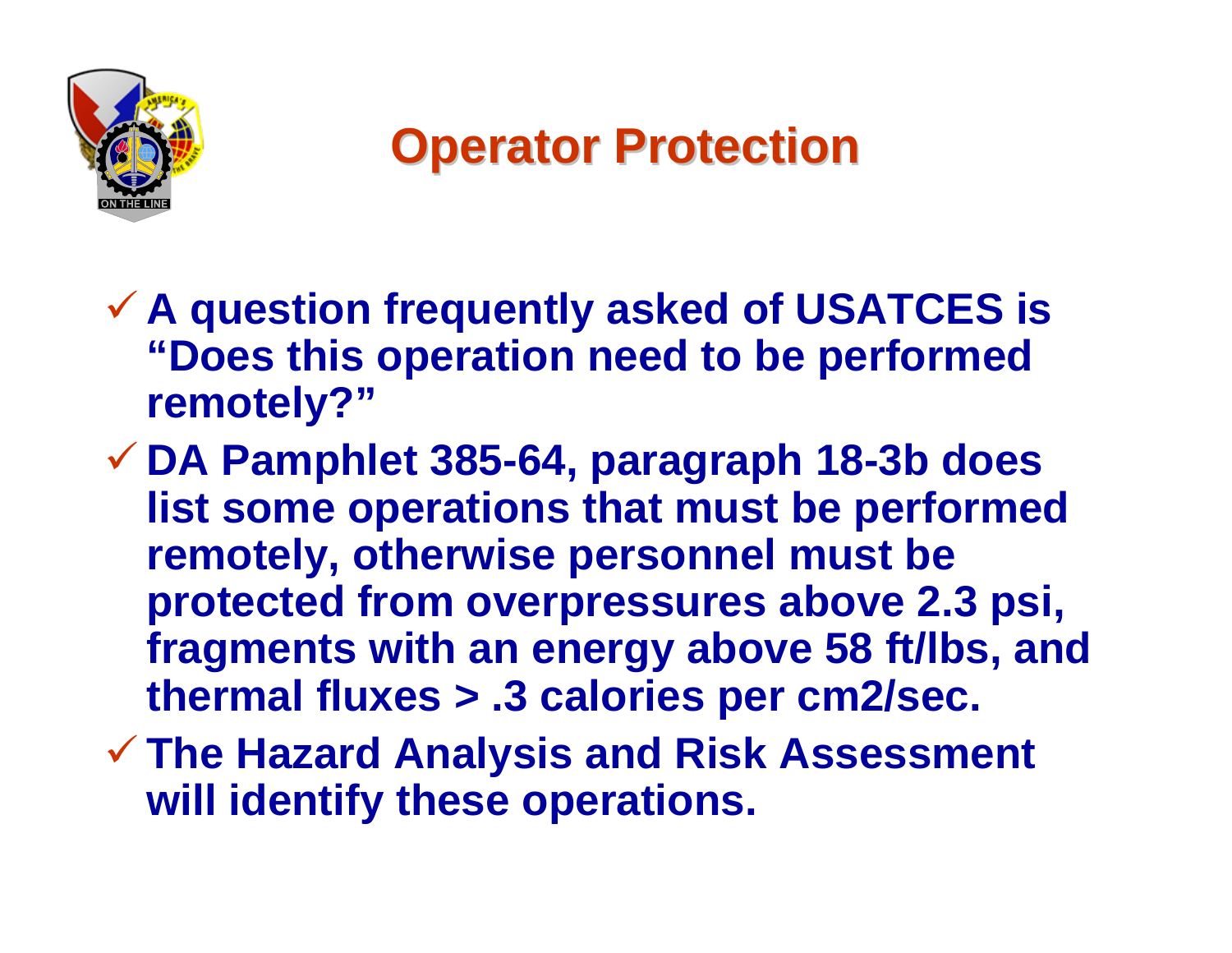# Operator Protection

- A question frequently asked of USATCES is "Does this operation need to be performed remotely?"
- DA Pamphlet 385-64, paragraph 18-3b does list some operations that must be performed remotely, otherwise personnel must be protected from overpressures above 2.3 psi, fragments with an energy above 58 ft/lbs, and thermal fluxes > .3 calories per cm2/sec.
- The Hazard Analysis and Risk Assessment will identify these operations.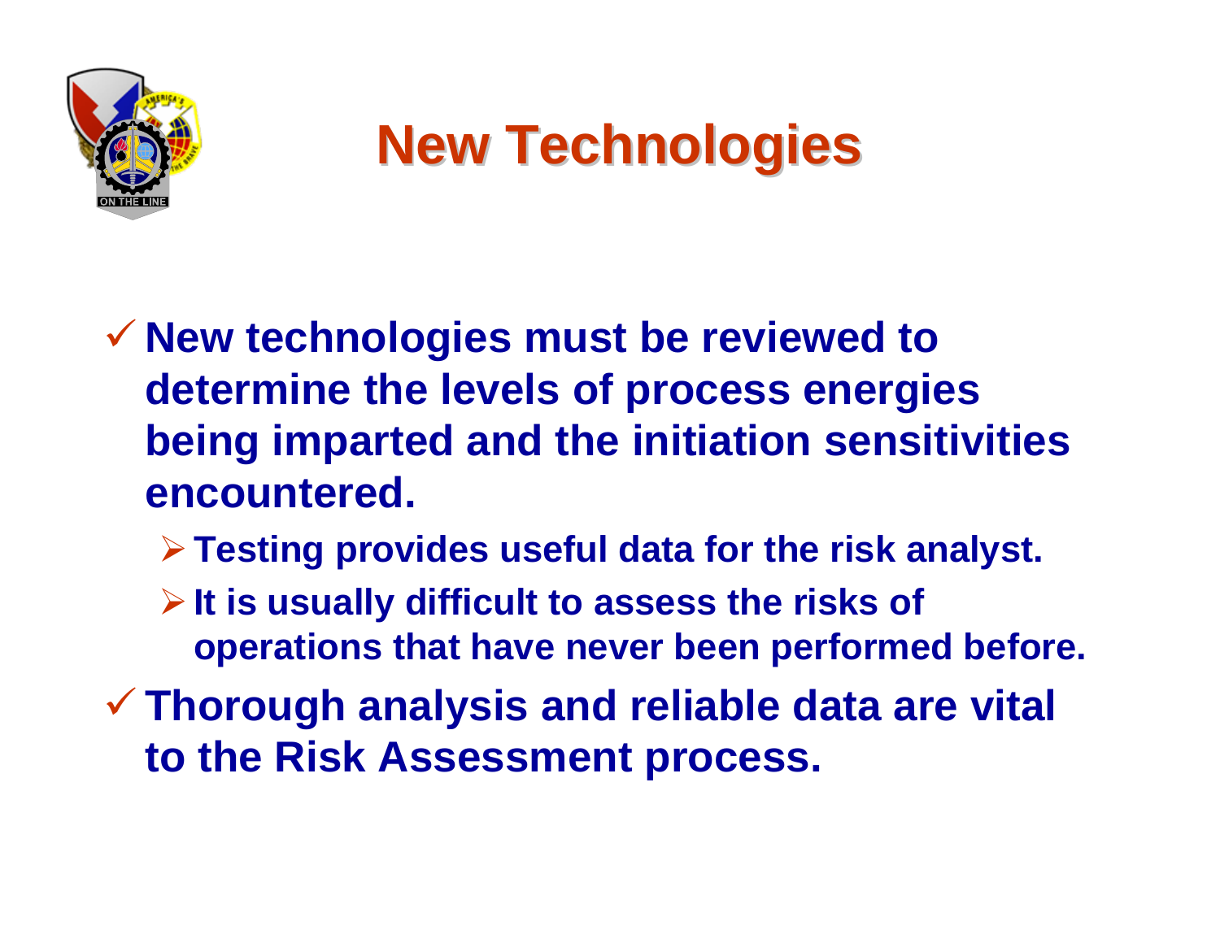# New Technologies

- New technologies must be reviewed to determine the levels of process energies being imparted and the initiation sensitivities encountered.
  - Testing provides useful data for the risk analyst.
  - It is usually difficult to assess the risks of operations that have never been performed before.
- Thorough analysis and reliable data are vital to the Risk Assessment process.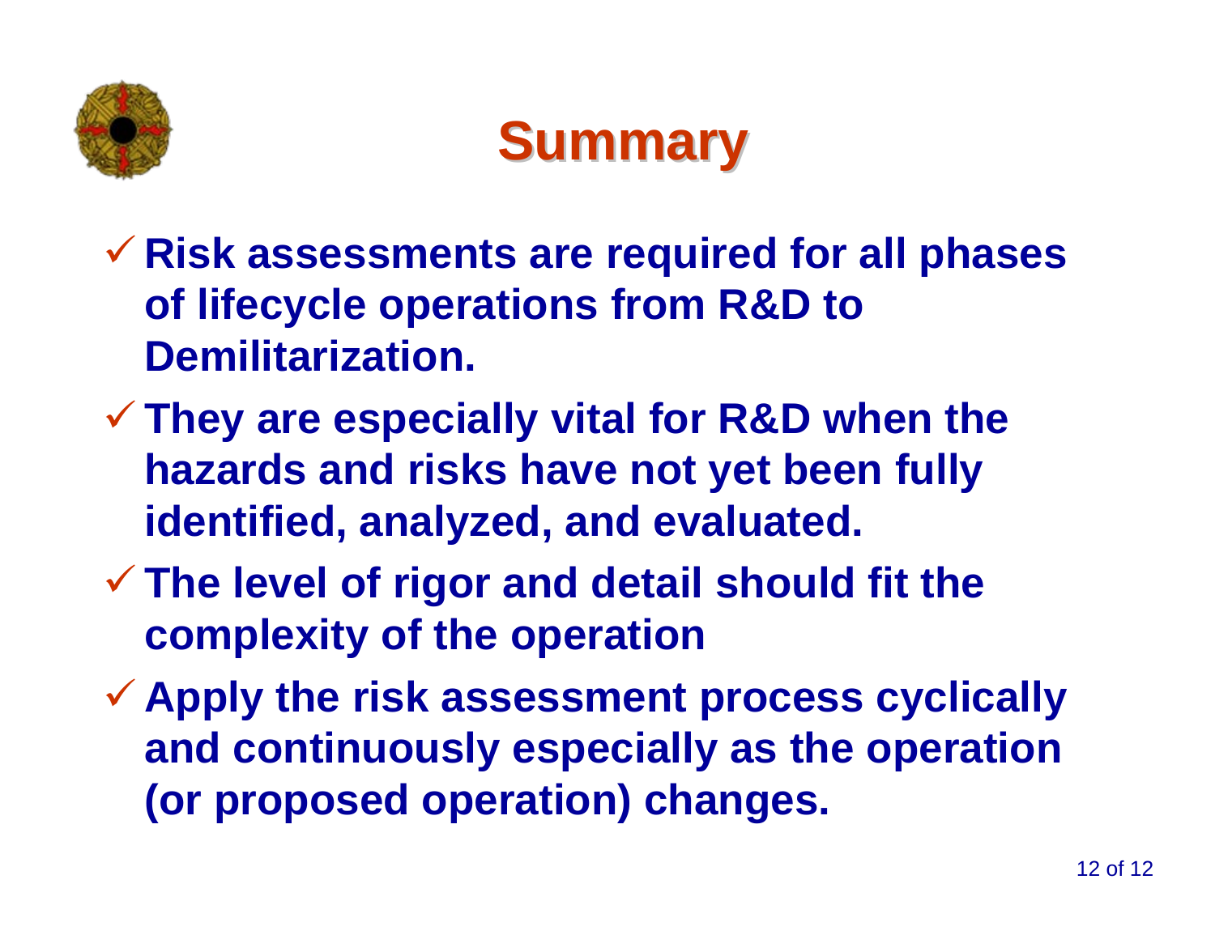# Summary

- ✓ **Risk assessments are required for all phases of lifecycle operations from R&D to Demilitarization.**
- ✓ **They are especially vital for R&D when the hazards and risks have not yet been fully identified, analyzed, and evaluated.**
- ✓ **The level of rigor and detail should fit the complexity of the operation**
- ✓ **Apply the risk assessment process cyclically and continuously especially as the operation (or proposed operation) changes.**